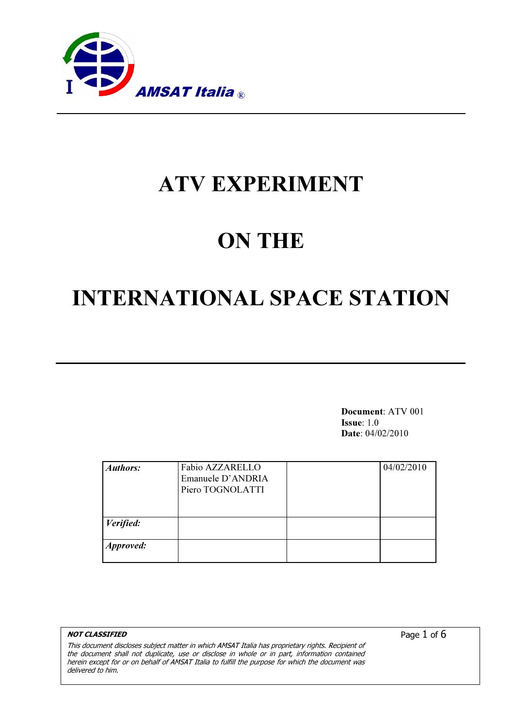AMSAT Italia ®

# ATV EXPERIMENT

# ON THE

# INTERNATIONAL SPACE STATION

**Document**: ATV 001
**Issue**: 1.0
**Date**: 04/02/2010

| | | | |
|---|---|---|---|
| ***Authors:*** | Fabio AZZARELLO<br>Emanuele D'ANDRIA<br>Piero TOGNOLATTI | | 04/02/2010 |
| ***Verified:*** | | | |
| ***Approved:*** | | | |

***NOT CLASSIFIED***

*This document discloses subject matter in which AMSAT Italia has proprietary rights. Recipient of the document shall not duplicate, use or disclose in whole or in part, information contained herein except for or on behalf of AMSAT Italia to fulfill the purpose for which the document was delivered to him.*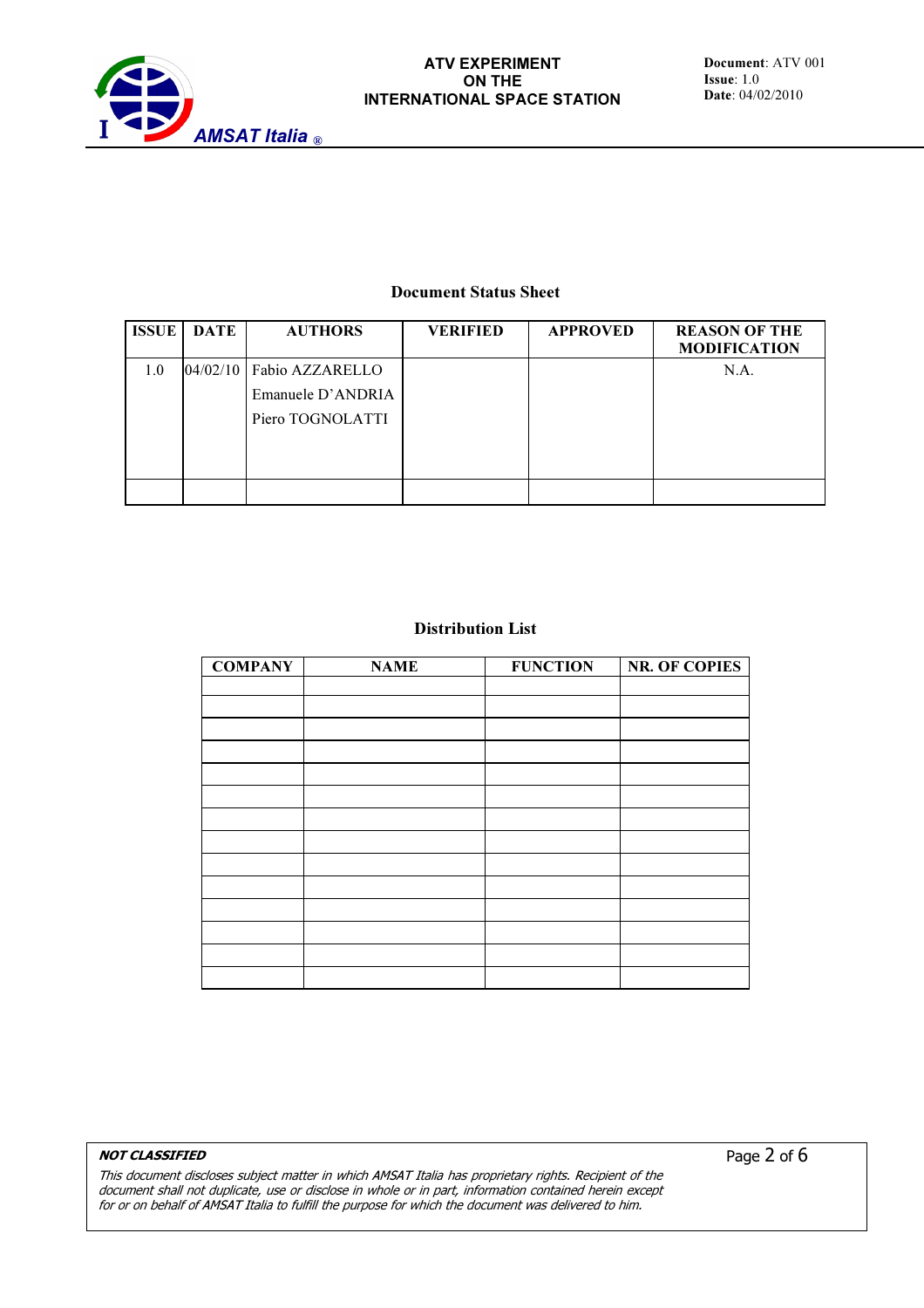## Document Status Sheet

| ISSUE | DATE | AUTHORS | VERIFIED | APPROVED | REASON OF THE MODIFICATION |
|---|---|---|---|---|---|
| 1.0 | 04/02/10 | Fabio AZZARELLO<br>Emanuele D'ANDRIA<br>Piero TOGNOLATTI | | | N.A. |
| | | | | | |

## Distribution List

| COMPANY | NAME | FUNCTION | NR. OF COPIES |
|---|---|---|---|
| | | | |
| | | | |
| | | | |
| | | | |
| | | | |
| | | | |
| | | | |
| | | | |
| | | | |
| | | | |
| | | | |
| | | | |
| | | | |
| | | | |

***NOT CLASSIFIED***

*This document discloses subject matter in which AMSAT Italia has proprietary rights. Recipient of the document shall not duplicate, use or disclose in whole or in part, information contained herein except for or on behalf of AMSAT Italia to fulfill the purpose for which the document was delivered to him.*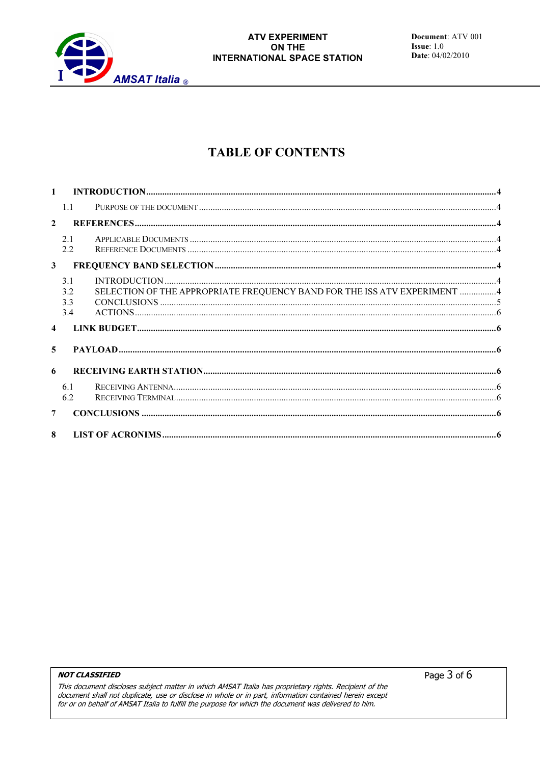# TABLE OF CONTENTS

**1 INTRODUCTION** .......... **4**

- 1.1 PURPOSE OF THE DOCUMENT .......... 4

**2 REFERENCES** .......... **4**

- 2.1 APPLICABLE DOCUMENTS .......... 4
- 2.2 REFERENCE DOCUMENTS .......... 4

**3 FREQUENCY BAND SELECTION** .......... **4**

- 3.1 INTRODUCTION .......... 4
- 3.2 SELECTION OF THE APPROPRIATE FREQUENCY BAND FOR THE ISS ATV EXPERIMENT .......... 4
- 3.3 CONCLUSIONS .......... 5
- 3.4 ACTIONS .......... 6

**4 LINK BUDGET** .......... **6**

**5 PAYLOAD** .......... **6**

**6 RECEIVING EARTH STATION** .......... **6**

- 6.1 RECEIVING ANTENNA .......... 6
- 6.2 RECEIVING TERMINAL .......... 6

**7 CONCLUSIONS** .......... **6**

**8 LIST OF ACRONIMS** .......... **6**

***NOT CLASSIFIED***

*This document discloses subject matter in which AMSAT Italia has proprietary rights. Recipient of the document shall not duplicate, use or disclose in whole or in part, information contained herein except for or on behalf of AMSAT Italia to fulfill the purpose for which the document was delivered to him.*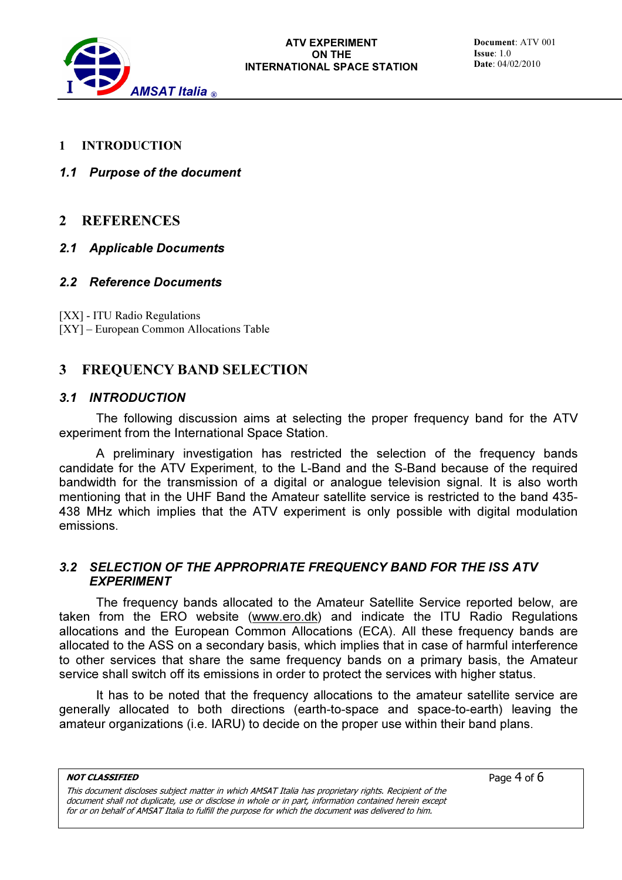# 1 INTRODUCTION

## *1.1 Purpose of the document*

# 2 REFERENCES

## *2.1 Applicable Documents*

## *2.2 Reference Documents*

[XX] - ITU Radio Regulations
[XY] – European Common Allocations Table

# 3 FREQUENCY BAND SELECTION

## *3.1 INTRODUCTION*

The following discussion aims at selecting the proper frequency band for the ATV experiment from the International Space Station.

A preliminary investigation has restricted the selection of the frequency bands candidate for the ATV Experiment, to the L-Band and the S-Band because of the required bandwidth for the transmission of a digital or analogue television signal. It is also worth mentioning that in the UHF Band the Amateur satellite service is restricted to the band 435-438 MHz which implies that the ATV experiment is only possible with digital modulation emissions.

## *3.2 SELECTION OF THE APPROPRIATE FREQUENCY BAND FOR THE ISS ATV EXPERIMENT*

The frequency bands allocated to the Amateur Satellite Service reported below, are taken from the ERO website (www.ero.dk) and indicate the ITU Radio Regulations allocations and the European Common Allocations (ECA). All these frequency bands are allocated to the ASS on a secondary basis, which implies that in case of harmful interference to other services that share the same frequency bands on a primary basis, the Amateur service shall switch off its emissions in order to protect the services with higher status.

It has to be noted that the frequency allocations to the amateur satellite service are generally allocated to both directions (earth-to-space and space-to-earth) leaving the amateur organizations (i.e. IARU) to decide on the proper use within their band plans.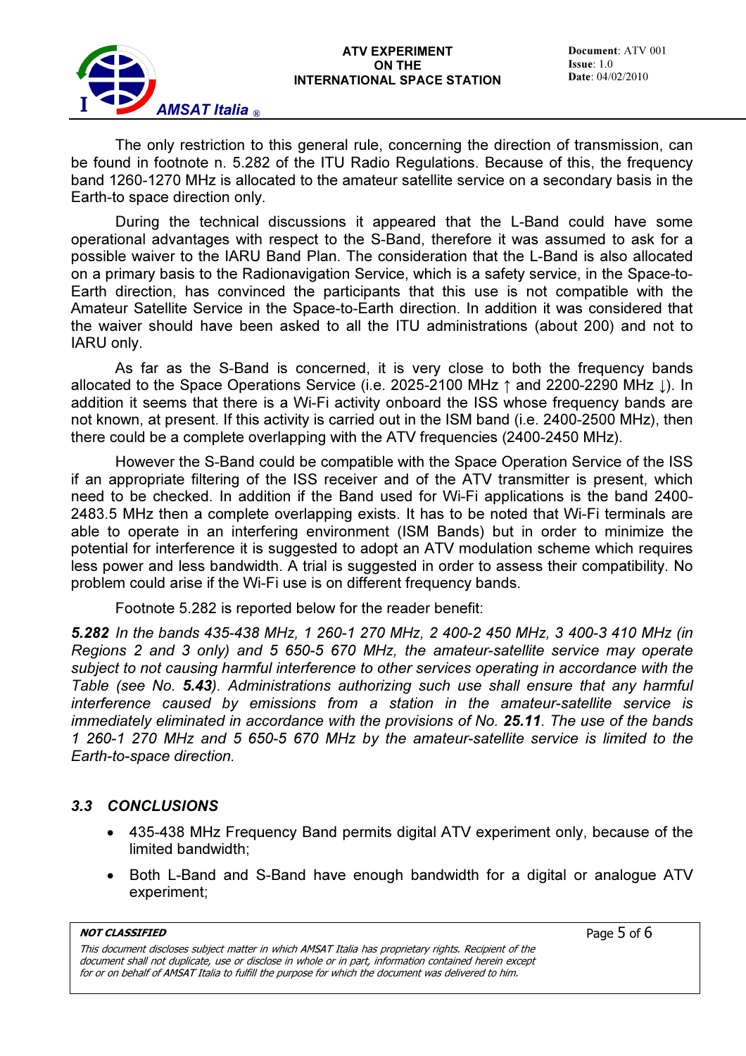The only restriction to this general rule, concerning the direction of transmission, can be found in footnote n. 5.282 of the ITU Radio Regulations. Because of this, the frequency band 1260-1270 MHz is allocated to the amateur satellite service on a secondary basis in the Earth-to space direction only.

During the technical discussions it appeared that the L-Band could have some operational advantages with respect to the S-Band, therefore it was assumed to ask for a possible waiver to the IARU Band Plan. The consideration that the L-Band is also allocated on a primary basis to the Radionavigation Service, which is a safety service, in the Space-to-Earth direction, has convinced the participants that this use is not compatible with the Amateur Satellite Service in the Space-to-Earth direction. In addition it was considered that the waiver should have been asked to all the ITU administrations (about 200) and not to IARU only.

As far as the S-Band is concerned, it is very close to both the frequency bands allocated to the Space Operations Service (i.e. 2025-2100 MHz ↑ and 2200-2290 MHz ↓). In addition it seems that there is a Wi-Fi activity onboard the ISS whose frequency bands are not known, at present. If this activity is carried out in the ISM band (i.e. 2400-2500 MHz), then there could be a complete overlapping with the ATV frequencies (2400-2450 MHz).

However the S-Band could be compatible with the Space Operation Service of the ISS if an appropriate filtering of the ISS receiver and of the ATV transmitter is present, which need to be checked. In addition if the Band used for Wi-Fi applications is the band 2400-2483.5 MHz then a complete overlapping exists. It has to be noted that Wi-Fi terminals are able to operate in an interfering environment (ISM Bands) but in order to minimize the potential for interference it is suggested to adopt an ATV modulation scheme which requires less power and less bandwidth. A trial is suggested in order to assess their compatibility. No problem could arise if the Wi-Fi use is on different frequency bands.

Footnote 5.282 is reported below for the reader benefit:

***5.282*** *In the bands 435-438 MHz, 1 260-1 270 MHz, 2 400-2 450 MHz, 3 400-3 410 MHz (in Regions 2 and 3 only) and 5 650-5 670 MHz, the amateur-satellite service may operate subject to not causing harmful interference to other services operating in accordance with the Table (see No.* ***5.43****). Administrations authorizing such use shall ensure that any harmful interference caused by emissions from a station in the amateur-satellite service is immediately eliminated in accordance with the provisions of No.* ***25.11****. The use of the bands 1 260-1 270 MHz and 5 650-5 670 MHz by the amateur-satellite service is limited to the Earth-to-space direction.*

### *3.3 CONCLUSIONS*

- 435-438 MHz Frequency Band permits digital ATV experiment only, because of the limited bandwidth;
- Both L-Band and S-Band have enough bandwidth for a digital or analogue ATV experiment;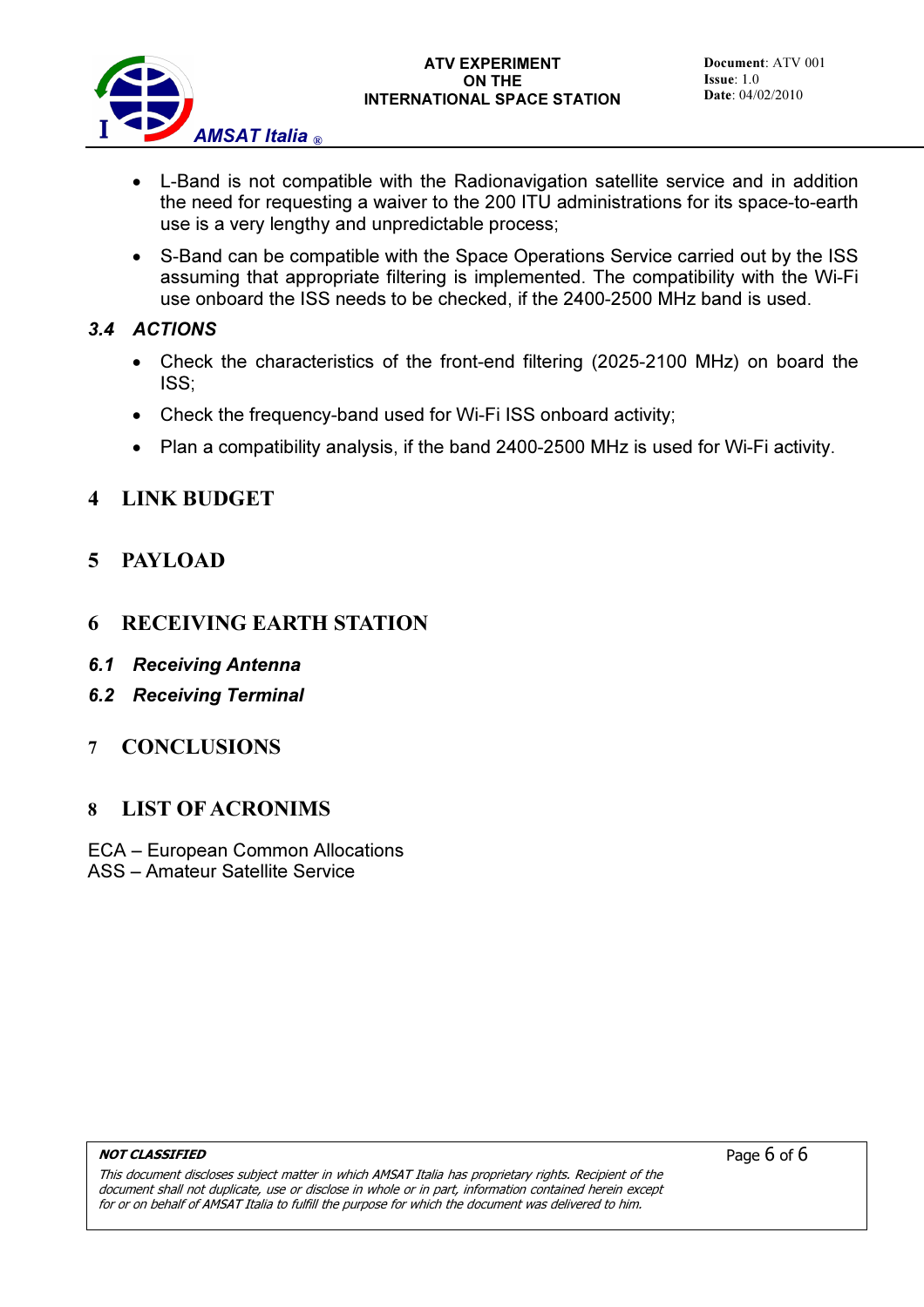- L-Band is not compatible with the Radionavigation satellite service and in addition the need for requesting a waiver to the 200 ITU administrations for its space-to-earth use is a very lengthy and unpredictable process;
- S-Band can be compatible with the Space Operations Service carried out by the ISS assuming that appropriate filtering is implemented. The compatibility with the Wi-Fi use onboard the ISS needs to be checked, if the 2400-2500 MHz band is used.

### *3.4 ACTIONS*

- Check the characteristics of the front-end filtering (2025-2100 MHz) on board the ISS;
- Check the frequency-band used for Wi-Fi ISS onboard activity;
- Plan a compatibility analysis, if the band 2400-2500 MHz is used for Wi-Fi activity.

# 4 LINK BUDGET

# 5 PAYLOAD

# 6 RECEIVING EARTH STATION

### *6.1 Receiving Antenna*

### *6.2 Receiving Terminal*

# 7 CONCLUSIONS

# 8 LIST OF ACRONIMS

ECA – European Common Allocations
ASS – Amateur Satellite Service